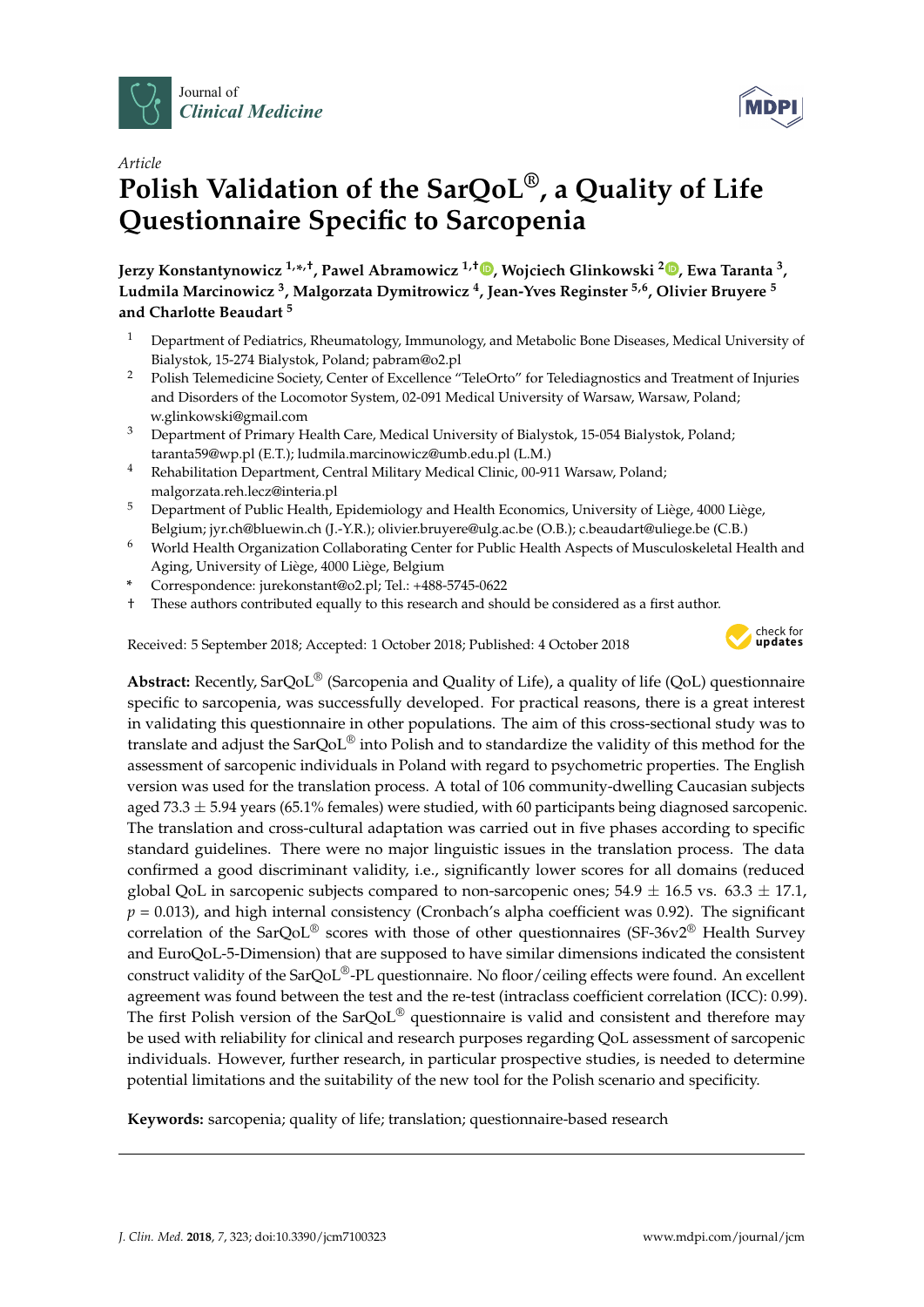*Journal of Clinical Medicine*

*Article*

# Polish Validation of the SarQoL®, a Quality of Life Questionnaire Specific to Sarcopenia

**Jerzy Konstantynowicz [1,*,†], Pawel Abramowicz [1,†], Wojciech Glinkowski [2], Ewa Taranta [3], Ludmila Marcinowicz [3], Malgorzata Dymitrowicz [4], Jean-Yves Reginster [5,6], Olivier Bruyere [5] and Charlotte Beaudart [5]**

1. Department of Pediatrics, Rheumatology, Immunology, and Metabolic Bone Diseases, Medical University of Bialystok, 15-274 Bialystok, Poland; pabram@o2.pl
2. Polish Telemedicine Society, Center of Excellence "TeleOrto" for Telediagnostics and Treatment of Injuries and Disorders of the Locomotor System, 02-091 Medical University of Warsaw, Warsaw, Poland; w.glinkowski@gmail.com
3. Department of Primary Health Care, Medical University of Bialystok, 15-054 Bialystok, Poland; taranta59@wp.pl (E.T.); ludmila.marcinowicz@umb.edu.pl (L.M.)
4. Rehabilitation Department, Central Military Medical Clinic, 00-911 Warsaw, Poland; malgorzata.reh.lecz@interia.pl
5. Department of Public Health, Epidemiology and Health Economics, University of Liège, 4000 Liège, Belgium; jyr.ch@bluewin.ch (J.-Y.R.); olivier.bruyere@ulg.ac.be (O.B.); c.beaudart@uliege.be (C.B.)
6. World Health Organization Collaborating Center for Public Health Aspects of Musculoskeletal Health and Aging, University of Liège, 4000 Liège, Belgium

\* Correspondence: jurekonstant@o2.pl; Tel.: +488-5745-0622

† These authors contributed equally to this research and should be considered as a first author.

Received: 5 September 2018; Accepted: 1 October 2018; Published: 4 October 2018

**Abstract:** Recently, SarQoL® (Sarcopenia and Quality of Life), a quality of life (QoL) questionnaire specific to sarcopenia, was successfully developed. For practical reasons, there is a great interest in validating this questionnaire in other populations. The aim of this cross-sectional study was to translate and adjust the SarQoL® into Polish and to standardize the validity of this method for the assessment of sarcopenic individuals in Poland with regard to psychometric properties. The English version was used for the translation process. A total of 106 community-dwelling Caucasian subjects aged 73.3 ± 5.94 years (65.1% females) were studied, with 60 participants being diagnosed sarcopenic. The translation and cross-cultural adaptation was carried out in five phases according to specific standard guidelines. There were no major linguistic issues in the translation process. The data confirmed a good discriminant validity, i.e., significantly lower scores for all domains (reduced global QoL in sarcopenic subjects compared to non-sarcopenic ones; 54.9 ± 16.5 vs. 63.3 ± 17.1, $p = 0.013$), and high internal consistency (Cronbach's alpha coefficient was 0.92). The significant correlation of the SarQoL® scores with those of other questionnaires (SF-36v2® Health Survey and EuroQoL-5-Dimension) that are supposed to have similar dimensions indicated the consistent construct validity of the SarQoL®-PL questionnaire. No floor/ceiling effects were found. An excellent agreement was found between the test and the re-test (intraclass coefficient correlation (ICC): 0.99). The first Polish version of the SarQoL® questionnaire is valid and consistent and therefore may be used with reliability for clinical and research purposes regarding QoL assessment of sarcopenic individuals. However, further research, in particular prospective studies, is needed to determine potential limitations and the suitability of the new tool for the Polish scenario and specificity.

**Keywords:** sarcopenia; quality of life; translation; questionnaire-based research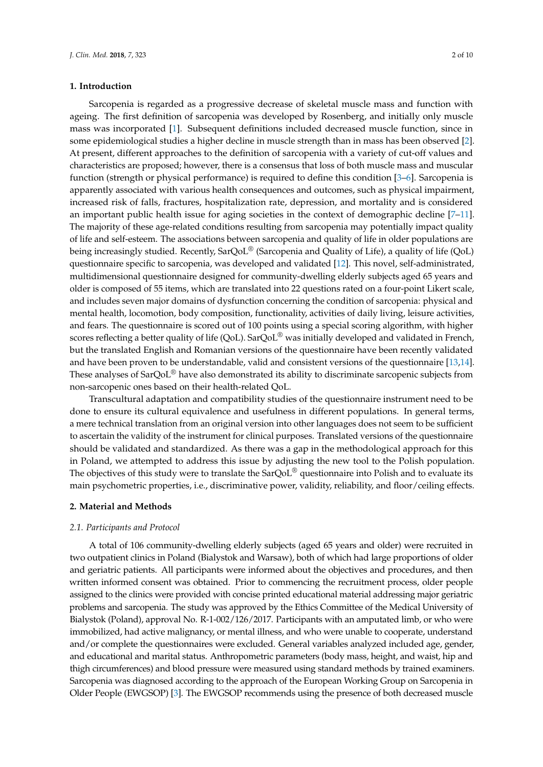## 1. Introduction

Sarcopenia is regarded as a progressive decrease of skeletal muscle mass and function with ageing. The first definition of sarcopenia was developed by Rosenberg, and initially only muscle mass was incorporated [1]. Subsequent definitions included decreased muscle function, since in some epidemiological studies a higher decline in muscle strength than in mass has been observed [2]. At present, different approaches to the definition of sarcopenia with a variety of cut-off values and characteristics are proposed; however, there is a consensus that loss of both muscle mass and muscular function (strength or physical performance) is required to define this condition [3–6]. Sarcopenia is apparently associated with various health consequences and outcomes, such as physical impairment, increased risk of falls, fractures, hospitalization rate, depression, and mortality and is considered an important public health issue for aging societies in the context of demographic decline [7–11]. The majority of these age-related conditions resulting from sarcopenia may potentially impact quality of life and self-esteem. The associations between sarcopenia and quality of life in older populations are being increasingly studied. Recently, SarQoL® (Sarcopenia and Quality of Life), a quality of life (QoL) questionnaire specific to sarcopenia, was developed and validated [12]. This novel, self-administrated, multidimensional questionnaire designed for community-dwelling elderly subjects aged 65 years and older is composed of 55 items, which are translated into 22 questions rated on a four-point Likert scale, and includes seven major domains of dysfunction concerning the condition of sarcopenia: physical and mental health, locomotion, body composition, functionality, activities of daily living, leisure activities, and fears. The questionnaire is scored out of 100 points using a special scoring algorithm, with higher scores reflecting a better quality of life (QoL). SarQoL® was initially developed and validated in French, but the translated English and Romanian versions of the questionnaire have been recently validated and have been proven to be understandable, valid and consistent versions of the questionnaire [13,14]. These analyses of SarQoL® have also demonstrated its ability to discriminate sarcopenic subjects from non-sarcopenic ones based on their health-related QoL.

Transcultural adaptation and compatibility studies of the questionnaire instrument need to be done to ensure its cultural equivalence and usefulness in different populations. In general terms, a mere technical translation from an original version into other languages does not seem to be sufficient to ascertain the validity of the instrument for clinical purposes. Translated versions of the questionnaire should be validated and standardized. As there was a gap in the methodological approach for this in Poland, we attempted to address this issue by adjusting the new tool to the Polish population. The objectives of this study were to translate the SarQoL® questionnaire into Polish and to evaluate its main psychometric properties, i.e., discriminative power, validity, reliability, and floor/ceiling effects.

## 2. Material and Methods

### *2.1. Participants and Protocol*

A total of 106 community-dwelling elderly subjects (aged 65 years and older) were recruited in two outpatient clinics in Poland (Bialystok and Warsaw), both of which had large proportions of older and geriatric patients. All participants were informed about the objectives and procedures, and then written informed consent was obtained. Prior to commencing the recruitment process, older people assigned to the clinics were provided with concise printed educational material addressing major geriatric problems and sarcopenia. The study was approved by the Ethics Committee of the Medical University of Bialystok (Poland), approval No. R-1-002/126/2017. Participants with an amputated limb, or who were immobilized, had active malignancy, or mental illness, and who were unable to cooperate, understand and/or complete the questionnaires were excluded. General variables analyzed included age, gender, and educational and marital status. Anthropometric parameters (body mass, height, and waist, hip and thigh circumferences) and blood pressure were measured using standard methods by trained examiners. Sarcopenia was diagnosed according to the approach of the European Working Group on Sarcopenia in Older People (EWGSOP) [3]. The EWGSOP recommends using the presence of both decreased muscle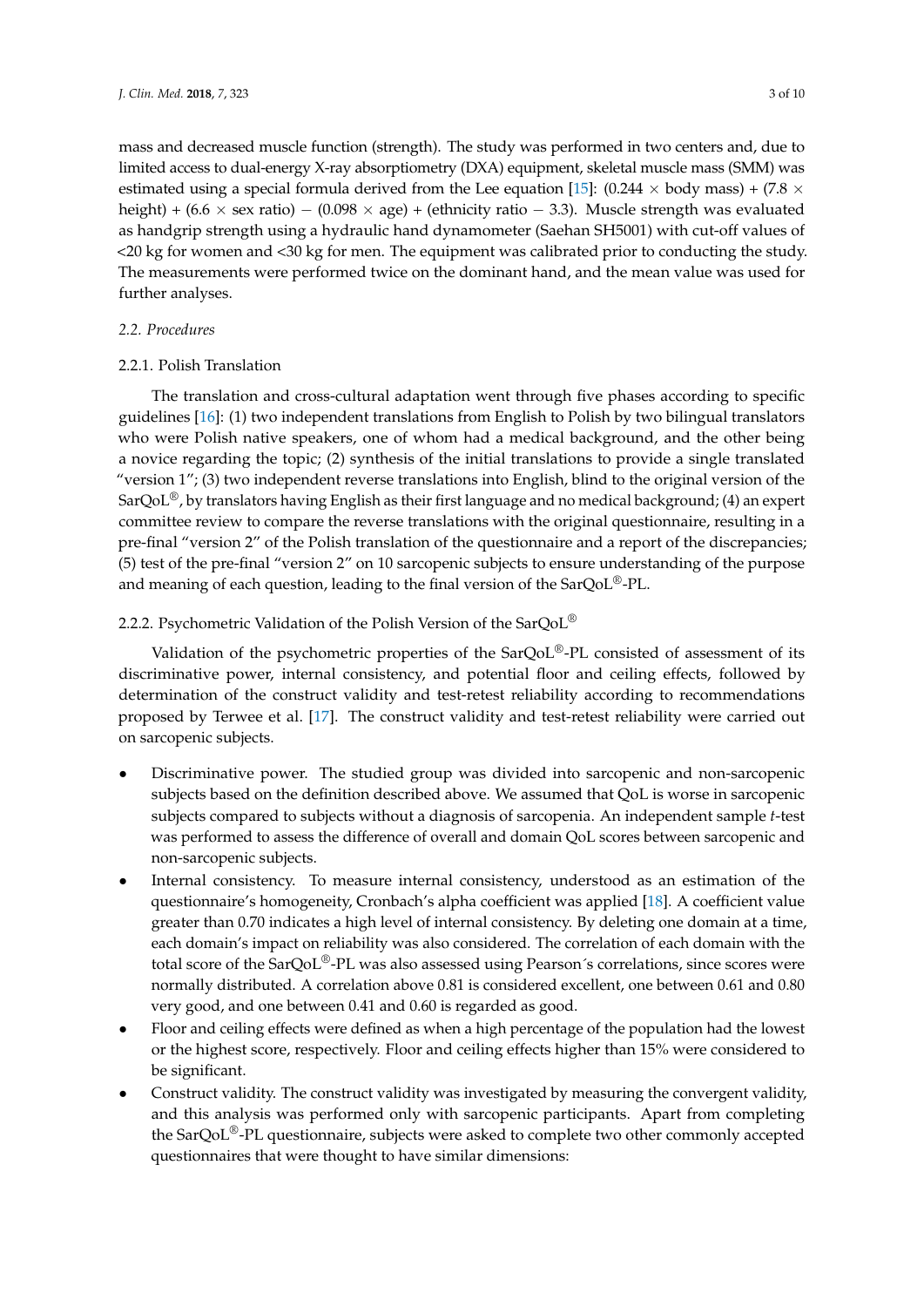mass and decreased muscle function (strength). The study was performed in two centers and, due to limited access to dual-energy X-ray absorptiometry (DXA) equipment, skeletal muscle mass (SMM) was estimated using a special formula derived from the Lee equation [15]: $(0.244 \times \text{body mass}) + (7.8 \times \text{height}) + (6.6 \times \text{sex ratio}) - (0.098 \times \text{age}) + (\text{ethnicity ratio} - 3.3)$. Muscle strength was evaluated as handgrip strength using a hydraulic hand dynamometer (Saehan SH5001) with cut-off values of <20 kg for women and <30 kg for men. The equipment was calibrated prior to conducting the study. The measurements were performed twice on the dominant hand, and the mean value was used for further analyses.

### *2.2. Procedures*

#### 2.2.1. Polish Translation

The translation and cross-cultural adaptation went through five phases according to specific guidelines [16]: (1) two independent translations from English to Polish by two bilingual translators who were Polish native speakers, one of whom had a medical background, and the other being a novice regarding the topic; (2) synthesis of the initial translations to provide a single translated "version 1"; (3) two independent reverse translations into English, blind to the original version of the SarQoL®, by translators having English as their first language and no medical background; (4) an expert committee review to compare the reverse translations with the original questionnaire, resulting in a pre-final "version 2" of the Polish translation of the questionnaire and a report of the discrepancies; (5) test of the pre-final "version 2" on 10 sarcopenic subjects to ensure understanding of the purpose and meaning of each question, leading to the final version of the SarQoL®-PL.

#### 2.2.2. Psychometric Validation of the Polish Version of the SarQoL®

Validation of the psychometric properties of the SarQoL®-PL consisted of assessment of its discriminative power, internal consistency, and potential floor and ceiling effects, followed by determination of the construct validity and test-retest reliability according to recommendations proposed by Terwee et al. [17]. The construct validity and test-retest reliability were carried out on sarcopenic subjects.

- Discriminative power. The studied group was divided into sarcopenic and non-sarcopenic subjects based on the definition described above. We assumed that QoL is worse in sarcopenic subjects compared to subjects without a diagnosis of sarcopenia. An independent sample *t*-test was performed to assess the difference of overall and domain QoL scores between sarcopenic and non-sarcopenic subjects.
- Internal consistency. To measure internal consistency, understood as an estimation of the questionnaire's homogeneity, Cronbach's alpha coefficient was applied [18]. A coefficient value greater than 0.70 indicates a high level of internal consistency. By deleting one domain at a time, each domain's impact on reliability was also considered. The correlation of each domain with the total score of the SarQoL®-PL was also assessed using Pearson´s correlations, since scores were normally distributed. A correlation above 0.81 is considered excellent, one between 0.61 and 0.80 very good, and one between 0.41 and 0.60 is regarded as good.
- Floor and ceiling effects were defined as when a high percentage of the population had the lowest or the highest score, respectively. Floor and ceiling effects higher than 15% were considered to be significant.
- Construct validity. The construct validity was investigated by measuring the convergent validity, and this analysis was performed only with sarcopenic participants. Apart from completing the SarQoL®-PL questionnaire, subjects were asked to complete two other commonly accepted questionnaires that were thought to have similar dimensions: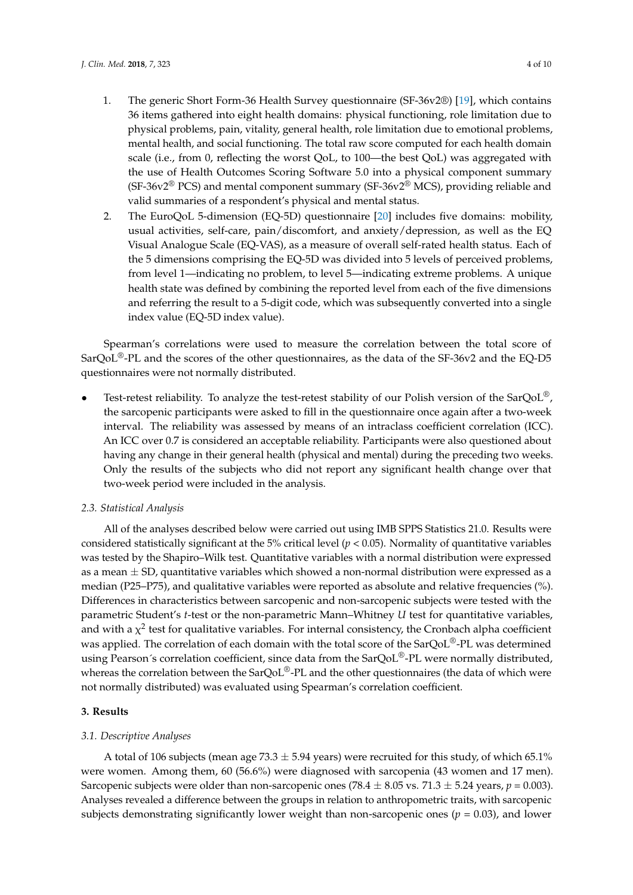1. The generic Short Form-36 Health Survey questionnaire (SF-36v2®) [19], which contains 36 items gathered into eight health domains: physical functioning, role limitation due to physical problems, pain, vitality, general health, role limitation due to emotional problems, mental health, and social functioning. The total raw score computed for each health domain scale (i.e., from 0, reflecting the worst QoL, to 100—the best QoL) was aggregated with the use of Health Outcomes Scoring Software 5.0 into a physical component summary (SF-36v2® PCS) and mental component summary (SF-36v2® MCS), providing reliable and valid summaries of a respondent's physical and mental status.
2. The EuroQoL 5-dimension (EQ-5D) questionnaire [20] includes five domains: mobility, usual activities, self-care, pain/discomfort, and anxiety/depression, as well as the EQ Visual Analogue Scale (EQ-VAS), as a measure of overall self-rated health status. Each of the 5 dimensions comprising the EQ-5D was divided into 5 levels of perceived problems, from level 1—indicating no problem, to level 5—indicating extreme problems. A unique health state was defined by combining the reported level from each of the five dimensions and referring the result to a 5-digit code, which was subsequently converted into a single index value (EQ-5D index value).

Spearman's correlations were used to measure the correlation between the total score of SarQoL®-PL and the scores of the other questionnaires, as the data of the SF-36v2 and the EQ-D5 questionnaires were not normally distributed.

- Test-retest reliability. To analyze the test-retest stability of our Polish version of the SarQoL®, the sarcopenic participants were asked to fill in the questionnaire once again after a two-week interval. The reliability was assessed by means of an intraclass coefficient correlation (ICC). An ICC over 0.7 is considered an acceptable reliability. Participants were also questioned about having any change in their general health (physical and mental) during the preceding two weeks. Only the results of the subjects who did not report any significant health change over that two-week period were included in the analysis.

### 2.3. Statistical Analysis

All of the analyses described below were carried out using IMB SPPS Statistics 21.0. Results were considered statistically significant at the 5% critical level ($p < 0.05$). Normality of quantitative variables was tested by the Shapiro–Wilk test. Quantitative variables with a normal distribution were expressed as a mean ± SD, quantitative variables which showed a non-normal distribution were expressed as a median (P25–P75), and qualitative variables were reported as absolute and relative frequencies (%). Differences in characteristics between sarcopenic and non-sarcopenic subjects were tested with the parametric Student's *t*-test or the non-parametric Mann–Whitney *U* test for quantitative variables, and with a $\chi^2$ test for qualitative variables. For internal consistency, the Cronbach alpha coefficient was applied. The correlation of each domain with the total score of the SarQoL®-PL was determined using Pearson´s correlation coefficient, since data from the SarQoL®-PL were normally distributed, whereas the correlation between the SarQoL®-PL and the other questionnaires (the data of which were not normally distributed) was evaluated using Spearman's correlation coefficient.

## 3. Results

### 3.1. Descriptive Analyses

A total of 106 subjects (mean age 73.3 ± 5.94 years) were recruited for this study, of which 65.1% were women. Among them, 60 (56.6%) were diagnosed with sarcopenia (43 women and 17 men). Sarcopenic subjects were older than non-sarcopenic ones (78.4 ± 8.05 vs. 71.3 ± 5.24 years, $p = 0.003$). Analyses revealed a difference between the groups in relation to anthropometric traits, with sarcopenic subjects demonstrating significantly lower weight than non-sarcopenic ones ($p = 0.03$), and lower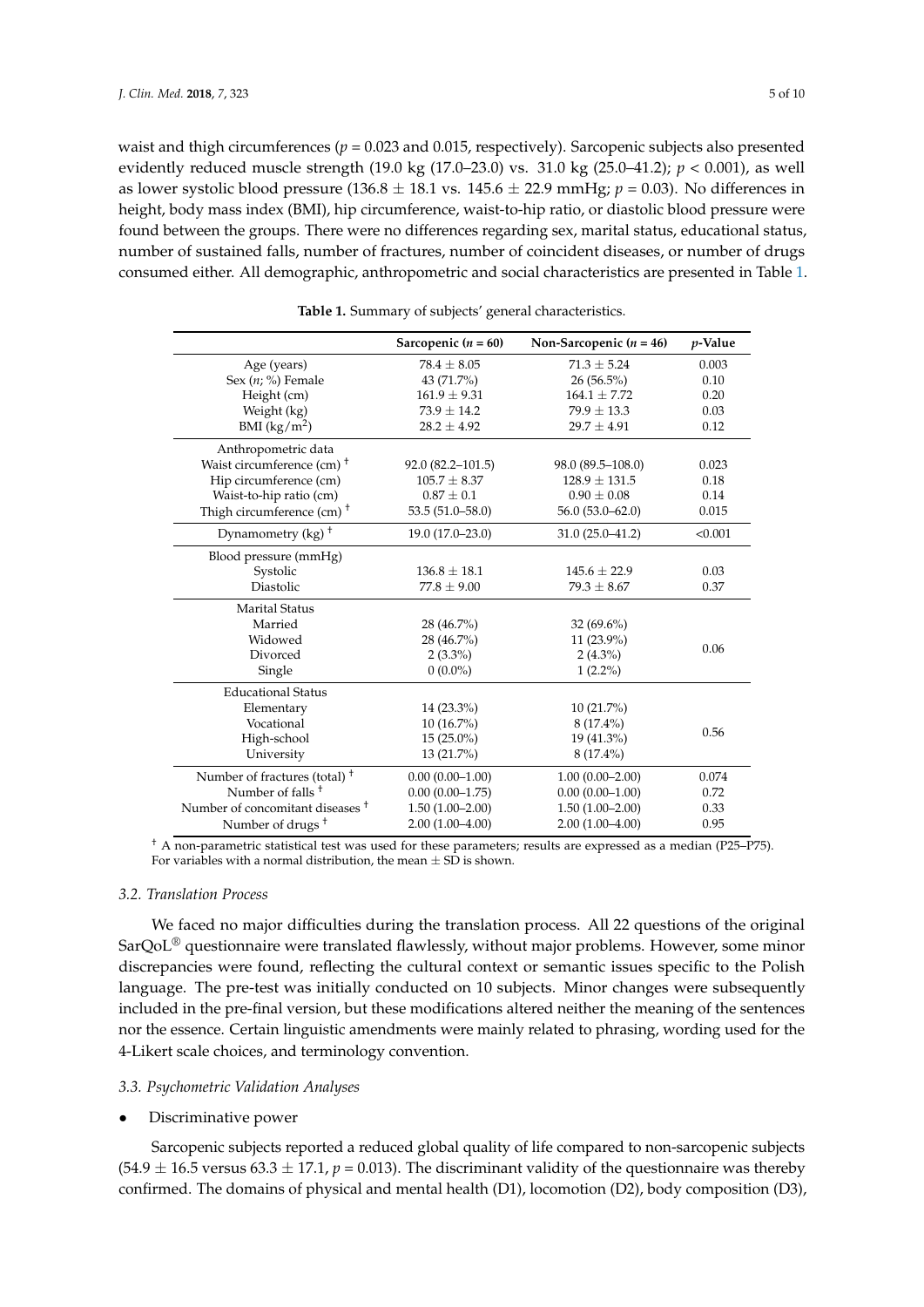waist and thigh circumferences ($p = 0.023$ and 0.015, respectively). Sarcopenic subjects also presented evidently reduced muscle strength (19.0 kg (17.0–23.0) vs. 31.0 kg (25.0–41.2); $p < 0.001$), as well as lower systolic blood pressure (136.8 ± 18.1 vs. 145.6 ± 22.9 mmHg; $p = 0.03$). No differences in height, body mass index (BMI), hip circumference, waist-to-hip ratio, or diastolic blood pressure were found between the groups. There were no differences regarding sex, marital status, educational status, number of sustained falls, number of fractures, number of coincident diseases, or number of drugs consumed either. All demographic, anthropometric and social characteristics are presented in Table 1.

**Table 1.** Summary of subjects' general characteristics.

| | Sarcopenic ($n$ = 60) | Non-Sarcopenic ($n$ = 46) | $p$-Value |
|---|---|---|---|
| Age (years) | 78.4 ± 8.05 | 71.3 ± 5.24 | 0.003 |
| Sex ($n$; %) Female | 43 (71.7%) | 26 (56.5%) | 0.10 |
| Height (cm) | 161.9 ± 9.31 | 164.1 ± 7.72 | 0.20 |
| Weight (kg) | 73.9 ± 14.2 | 79.9 ± 13.3 | 0.03 |
| BMI (kg/m$^2$) | 28.2 ± 4.92 | 29.7 ± 4.91 | 0.12 |
| Anthropometric data | | | |
| Waist circumference (cm) † | 92.0 (82.2–101.5) | 98.0 (89.5–108.0) | 0.023 |
| Hip circumference (cm) | 105.7 ± 8.37 | 128.9 ± 131.5 | 0.18 |
| Waist-to-hip ratio (cm) | 0.87 ± 0.1 | 0.90 ± 0.08 | 0.14 |
| Thigh circumference (cm) † | 53.5 (51.0–58.0) | 56.0 (53.0–62.0) | 0.015 |
| Dynamometry (kg) † | 19.0 (17.0–23.0) | 31.0 (25.0–41.2) | <0.001 |
| Blood pressure (mmHg) | | | |
| Systolic | 136.8 ± 18.1 | 145.6 ± 22.9 | 0.03 |
| Diastolic | 77.8 ± 9.00 | 79.3 ± 8.67 | 0.37 |
| Marital Status | | | |
| Married | 28 (46.7%) | 32 (69.6%) | 0.06 |
| Widowed | 28 (46.7%) | 11 (23.9%) | |
| Divorced | 2 (3.3%) | 2 (4.3%) | |
| Single | 0 (0.0%) | 1 (2.2%) | |
| Educational Status | | | |
| Elementary | 14 (23.3%) | 10 (21.7%) | 0.56 |
| Vocational | 10 (16.7%) | 8 (17.4%) | |
| High-school | 15 (25.0%) | 19 (41.3%) | |
| University | 13 (21.7%) | 8 (17.4%) | |
| Number of fractures (total) † | 0.00 (0.00–1.00) | 1.00 (0.00–2.00) | 0.074 |
| Number of falls † | 0.00 (0.00–1.75) | 0.00 (0.00–1.00) | 0.72 |
| Number of concomitant diseases † | 1.50 (1.00–2.00) | 1.50 (1.00–2.00) | 0.33 |
| Number of drugs † | 2.00 (1.00–4.00) | 2.00 (1.00–4.00) | 0.95 |

† A non-parametric statistical test was used for these parameters; results are expressed as a median (P25–P75). For variables with a normal distribution, the mean ± SD is shown.

*3.2. Translation Process*

We faced no major difficulties during the translation process. All 22 questions of the original SarQoL® questionnaire were translated flawlessly, without major problems. However, some minor discrepancies were found, reflecting the cultural context or semantic issues specific to the Polish language. The pre-test was initially conducted on 10 subjects. Minor changes were subsequently included in the pre-final version, but these modifications altered neither the meaning of the sentences nor the essence. Certain linguistic amendments were mainly related to phrasing, wording used for the 4-Likert scale choices, and terminology convention.

*3.3. Psychometric Validation Analyses*

- Discriminative power

Sarcopenic subjects reported a reduced global quality of life compared to non-sarcopenic subjects (54.9 ± 16.5 versus 63.3 ± 17.1, $p = 0.013$). The discriminant validity of the questionnaire was thereby confirmed. The domains of physical and mental health (D1), locomotion (D2), body composition (D3),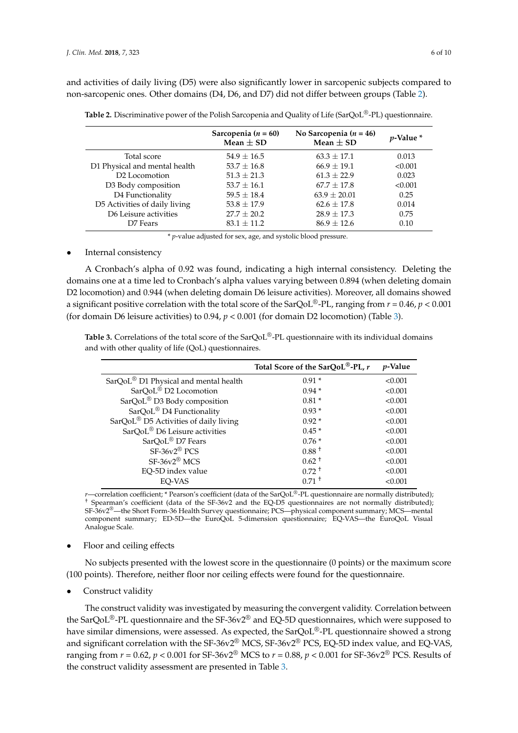and activities of daily living (D5) were also significantly lower in sarcopenic subjects compared to non-sarcopenic ones. Other domains (D4, D6, and D7) did not differ between groups (Table 2).

**Table 2.** Discriminative power of the Polish Sarcopenia and Quality of Life (SarQoL®-PL) questionnaire.

| | Sarcopenia (*n* = 60) Mean ± SD | No Sarcopenia (*n* = 46) Mean ± SD | *p*-Value * |
|---|---|---|---|
| Total score | 54.9 ± 16.5 | 63.3 ± 17.1 | 0.013 |
| D1 Physical and mental health | 53.7 ± 16.8 | 66.9 ± 19.1 | <0.001 |
| D2 Locomotion | 51.3 ± 21.3 | 61.3 ± 22.9 | 0.023 |
| D3 Body composition | 53.7 ± 16.1 | 67.7 ± 17.8 | <0.001 |
| D4 Functionality | 59.5 ± 18.4 | 63.9 ± 20.01 | 0.25 |
| D5 Activities of daily living | 53.8 ± 17.9 | 62.6 ± 17.8 | 0.014 |
| D6 Leisure activities | 27.7 ± 20.2 | 28.9 ± 17.3 | 0.75 |
| D7 Fears | 83.1 ± 11.2 | 86.9 ± 12.6 | 0.10 |

\* *p*-value adjusted for sex, age, and systolic blood pressure.

- Internal consistency

A Cronbach's alpha of 0.92 was found, indicating a high internal consistency. Deleting the domains one at a time led to Cronbach's alpha values varying between 0.894 (when deleting domain D2 locomotion) and 0.944 (when deleting domain D6 leisure activities). Moreover, all domains showed a significant positive correlation with the total score of the SarQoL®-PL, ranging from $r = 0.46$, $p < 0.001$ (for domain D6 leisure activities) to 0.94, $p < 0.001$ (for domain D2 locomotion) (Table 3).

**Table 3.** Correlations of the total score of the SarQoL®-PL questionnaire with its individual domains and with other quality of life (QoL) questionnaires.

| | Total Score of the SarQoL®-PL, *r* | *p*-Value |
|---|---|---|
| SarQoL® D1 Physical and mental health | 0.91 * | <0.001 |
| SarQoL® D2 Locomotion | 0.94 * | <0.001 |
| SarQoL® D3 Body composition | 0.81 * | <0.001 |
| SarQoL® D4 Functionality | 0.93 * | <0.001 |
| SarQoL® D5 Activities of daily living | 0.92 * | <0.001 |
| SarQoL® D6 Leisure activities | 0.45 * | <0.001 |
| SarQoL® D7 Fears | 0.76 * | <0.001 |
| SF-36v2® PCS | 0.88 † | <0.001 |
| SF-36v2® MCS | 0.62 † | <0.001 |
| EQ-5D index value | 0.72 † | <0.001 |
| EQ-VAS | 0.71 † | <0.001 |

*r*—correlation coefficient; * Pearson's coefficient (data of the SarQoL®-PL questionnaire are normally distributed); † Spearman's coefficient (data of the SF-36v2 and the EQ-D5 questionnaires are not normally distributed); SF-36v2®—the Short Form-36 Health Survey questionnaire; PCS—physical component summary; MCS—mental component summary; ED-5D—the EuroQoL 5-dimension questionnaire; EQ-VAS—the EuroQoL Visual Analogue Scale.

- Floor and ceiling effects

No subjects presented with the lowest score in the questionnaire (0 points) or the maximum score (100 points). Therefore, neither floor nor ceiling effects were found for the questionnaire.

- Construct validity

The construct validity was investigated by measuring the convergent validity. Correlation between the SarQoL®-PL questionnaire and the SF-36v2® and EQ-5D questionnaires, which were supposed to have similar dimensions, were assessed. As expected, the SarQoL®-PL questionnaire showed a strong and significant correlation with the SF-36v2® MCS, SF-36v2® PCS, EQ-5D index value, and EQ-VAS, ranging from $r = 0.62$, $p < 0.001$ for SF-36v2® MCS to $r = 0.88$, $p < 0.001$ for SF-36v2® PCS. Results of the construct validity assessment are presented in Table 3.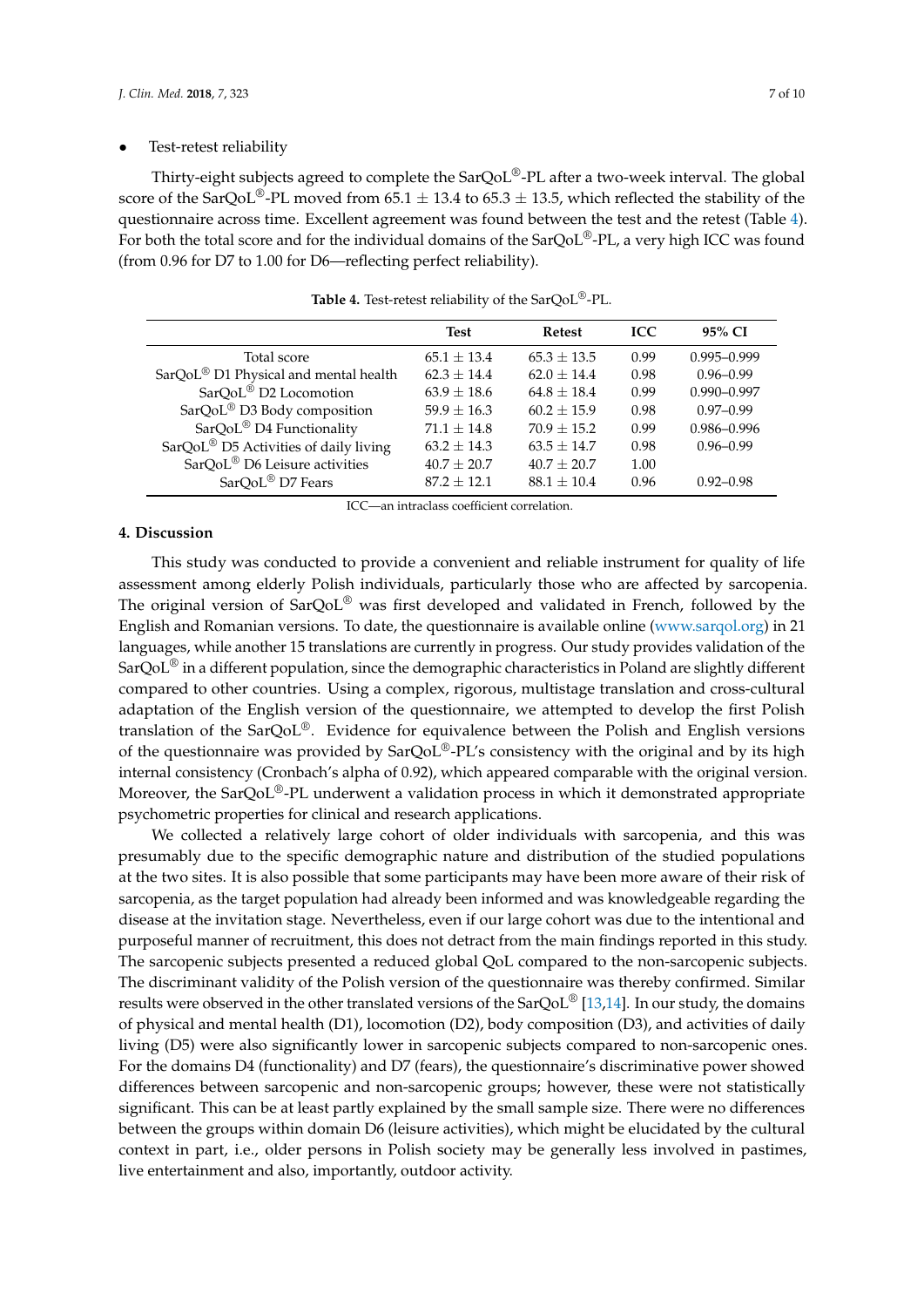- Test-retest reliability

Thirty-eight subjects agreed to complete the SarQoL®-PL after a two-week interval. The global score of the SarQoL®-PL moved from 65.1 ± 13.4 to 65.3 ± 13.5, which reflected the stability of the questionnaire across time. Excellent agreement was found between the test and the retest (Table 4). For both the total score and for the individual domains of the SarQoL®-PL, a very high ICC was found (from 0.96 for D7 to 1.00 for D6—reflecting perfect reliability).

**Table 4.** Test-retest reliability of the SarQoL®-PL.

| | Test | Retest | ICC | 95% CI |
|---|---|---|---|---|
| Total score | 65.1 ± 13.4 | 65.3 ± 13.5 | 0.99 | 0.995–0.999 |
| SarQoL® D1 Physical and mental health | 62.3 ± 14.4 | 62.0 ± 14.4 | 0.98 | 0.96–0.99 |
| SarQoL® D2 Locomotion | 63.9 ± 18.6 | 64.8 ± 18.4 | 0.99 | 0.990–0.997 |
| SarQoL® D3 Body composition | 59.9 ± 16.3 | 60.2 ± 15.9 | 0.98 | 0.97–0.99 |
| SarQoL® D4 Functionality | 71.1 ± 14.8 | 70.9 ± 15.2 | 0.99 | 0.986–0.996 |
| SarQoL® D5 Activities of daily living | 63.2 ± 14.3 | 63.5 ± 14.7 | 0.98 | 0.96–0.99 |
| SarQoL® D6 Leisure activities | 40.7 ± 20.7 | 40.7 ± 20.7 | 1.00 | |
| SarQoL® D7 Fears | 87.2 ± 12.1 | 88.1 ± 10.4 | 0.96 | 0.92–0.98 |

ICC—an intraclass coefficient correlation.

## 4. Discussion

This study was conducted to provide a convenient and reliable instrument for quality of life assessment among elderly Polish individuals, particularly those who are affected by sarcopenia. The original version of SarQoL® was first developed and validated in French, followed by the English and Romanian versions. To date, the questionnaire is available online (www.sarqol.org) in 21 languages, while another 15 translations are currently in progress. Our study provides validation of the SarQoL® in a different population, since the demographic characteristics in Poland are slightly different compared to other countries. Using a complex, rigorous, multistage translation and cross-cultural adaptation of the English version of the questionnaire, we attempted to develop the first Polish translation of the SarQoL®. Evidence for equivalence between the Polish and English versions of the questionnaire was provided by SarQoL®-PL's consistency with the original and by its high internal consistency (Cronbach's alpha of 0.92), which appeared comparable with the original version. Moreover, the SarQoL®-PL underwent a validation process in which it demonstrated appropriate psychometric properties for clinical and research applications.

We collected a relatively large cohort of older individuals with sarcopenia, and this was presumably due to the specific demographic nature and distribution of the studied populations at the two sites. It is also possible that some participants may have been more aware of their risk of sarcopenia, as the target population had already been informed and was knowledgeable regarding the disease at the invitation stage. Nevertheless, even if our large cohort was due to the intentional and purposeful manner of recruitment, this does not detract from the main findings reported in this study. The sarcopenic subjects presented a reduced global QoL compared to the non-sarcopenic subjects. The discriminant validity of the Polish version of the questionnaire was thereby confirmed. Similar results were observed in the other translated versions of the SarQoL® [13,14]. In our study, the domains of physical and mental health (D1), locomotion (D2), body composition (D3), and activities of daily living (D5) were also significantly lower in sarcopenic subjects compared to non-sarcopenic ones. For the domains D4 (functionality) and D7 (fears), the questionnaire's discriminative power showed differences between sarcopenic and non-sarcopenic groups; however, these were not statistically significant. This can be at least partly explained by the small sample size. There were no differences between the groups within domain D6 (leisure activities), which might be elucidated by the cultural context in part, i.e., older persons in Polish society may be generally less involved in pastimes, live entertainment and also, importantly, outdoor activity.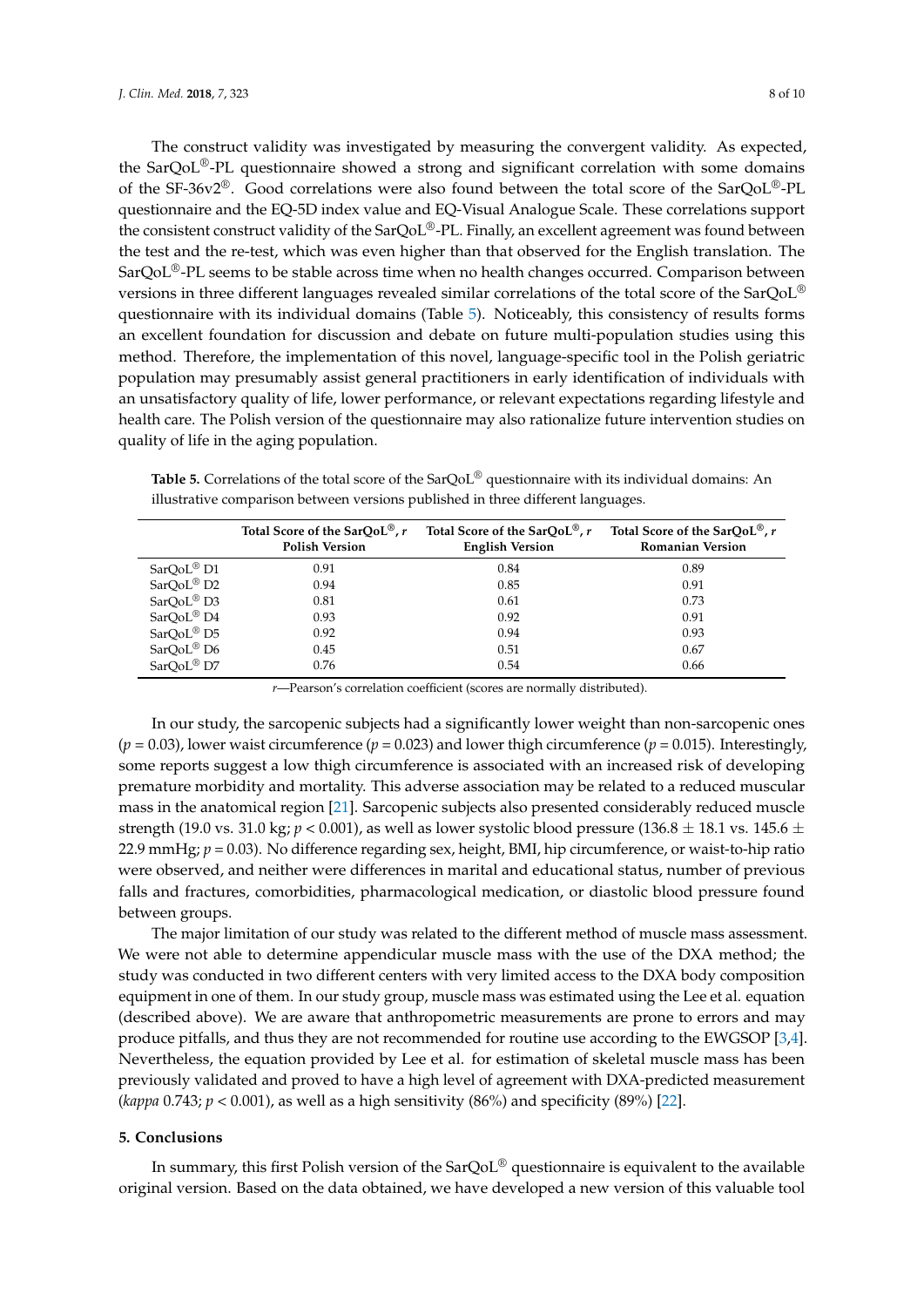The construct validity was investigated by measuring the convergent validity. As expected, the SarQoL®-PL questionnaire showed a strong and significant correlation with some domains of the SF-36v2®. Good correlations were also found between the total score of the SarQoL®-PL questionnaire and the EQ-5D index value and EQ-Visual Analogue Scale. These correlations support the consistent construct validity of the SarQoL®-PL. Finally, an excellent agreement was found between the test and the re-test, which was even higher than that observed for the English translation. The SarQoL®-PL seems to be stable across time when no health changes occurred. Comparison between versions in three different languages revealed similar correlations of the total score of the SarQoL® questionnaire with its individual domains (Table 5). Noticeably, this consistency of results forms an excellent foundation for discussion and debate on future multi-population studies using this method. Therefore, the implementation of this novel, language-specific tool in the Polish geriatric population may presumably assist general practitioners in early identification of individuals with an unsatisfactory quality of life, lower performance, or relevant expectations regarding lifestyle and health care. The Polish version of the questionnaire may also rationalize future intervention studies on quality of life in the aging population.

**Table 5.** Correlations of the total score of the SarQoL® questionnaire with its individual domains: An illustrative comparison between versions published in three different languages.

| | Total Score of the SarQoL®, *r* Polish Version | Total Score of the SarQoL®, *r* English Version | Total Score of the SarQoL®, *r* Romanian Version |
|---|---|---|---|
| SarQoL® D1 | 0.91 | 0.84 | 0.89 |
| SarQoL® D2 | 0.94 | 0.85 | 0.91 |
| SarQoL® D3 | 0.81 | 0.61 | 0.73 |
| SarQoL® D4 | 0.93 | 0.92 | 0.91 |
| SarQoL® D5 | 0.92 | 0.94 | 0.93 |
| SarQoL® D6 | 0.45 | 0.51 | 0.67 |
| SarQoL® D7 | 0.76 | 0.54 | 0.66 |

*r*—Pearson's correlation coefficient (scores are normally distributed).

In our study, the sarcopenic subjects had a significantly lower weight than non-sarcopenic ones ($p = 0.03$), lower waist circumference ($p = 0.023$) and lower thigh circumference ($p = 0.015$). Interestingly, some reports suggest a low thigh circumference is associated with an increased risk of developing premature morbidity and mortality. This adverse association may be related to a reduced muscular mass in the anatomical region [21]. Sarcopenic subjects also presented considerably reduced muscle strength (19.0 vs. 31.0 kg; $p < 0.001$), as well as lower systolic blood pressure (136.8 $\pm$ 18.1 vs. 145.6 $\pm$ 22.9 mmHg; $p = 0.03$). No difference regarding sex, height, BMI, hip circumference, or waist-to-hip ratio were observed, and neither were differences in marital and educational status, number of previous falls and fractures, comorbidities, pharmacological medication, or diastolic blood pressure found between groups.

The major limitation of our study was related to the different method of muscle mass assessment. We were not able to determine appendicular muscle mass with the use of the DXA method; the study was conducted in two different centers with very limited access to the DXA body composition equipment in one of them. In our study group, muscle mass was estimated using the Lee et al. equation (described above). We are aware that anthropometric measurements are prone to errors and may produce pitfalls, and thus they are not recommended for routine use according to the EWGSOP [3,4]. Nevertheless, the equation provided by Lee et al. for estimation of skeletal muscle mass has been previously validated and proved to have a high level of agreement with DXA-predicted measurement (*kappa* 0.743; $p < 0.001$), as well as a high sensitivity (86%) and specificity (89%) [22].

## 5. Conclusions

In summary, this first Polish version of the SarQoL® questionnaire is equivalent to the available original version. Based on the data obtained, we have developed a new version of this valuable tool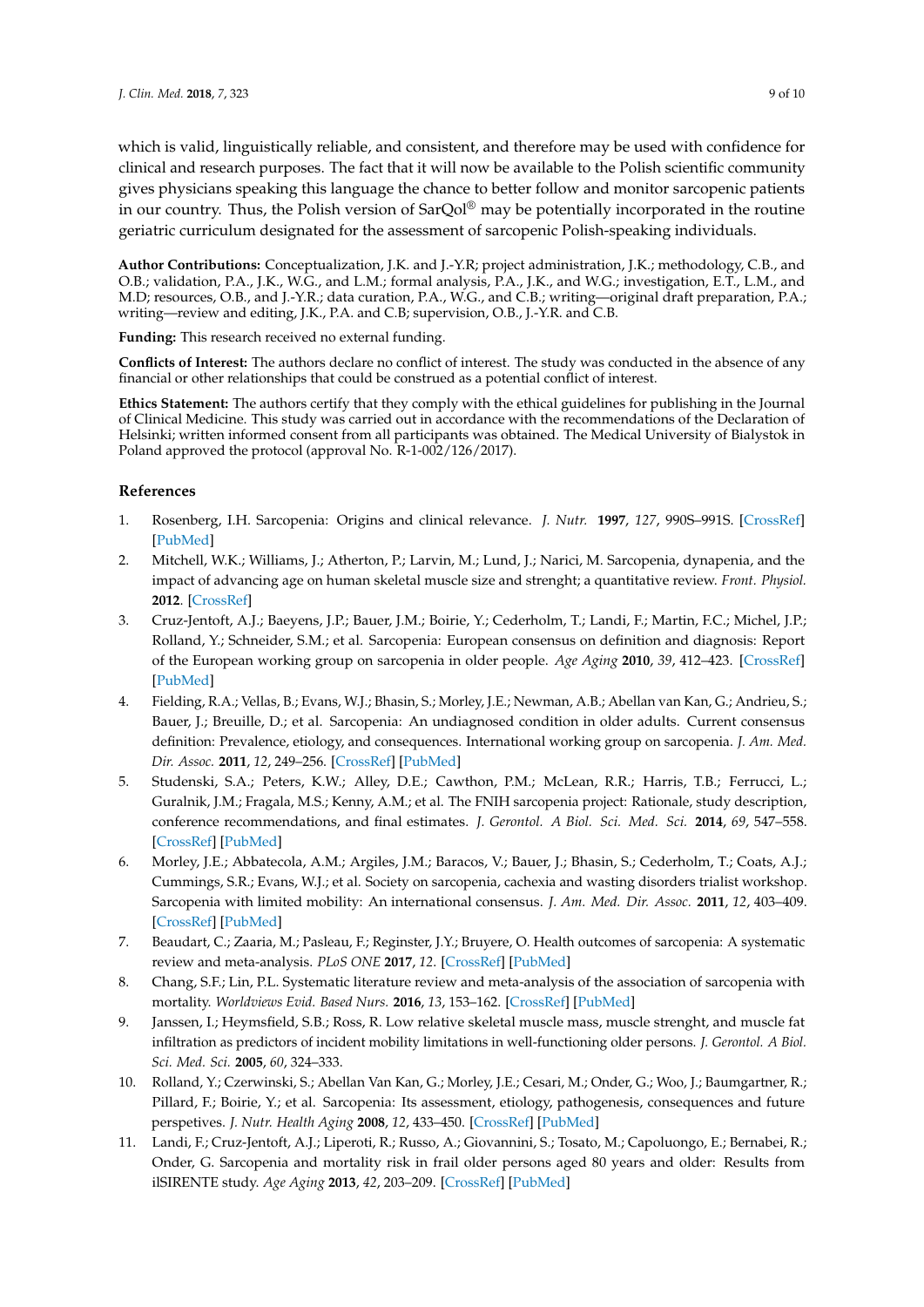which is valid, linguistically reliable, and consistent, and therefore may be used with confidence for clinical and research purposes. The fact that it will now be available to the Polish scientific community gives physicians speaking this language the chance to better follow and monitor sarcopenic patients in our country. Thus, the Polish version of SarQol® may be potentially incorporated in the routine geriatric curriculum designated for the assessment of sarcopenic Polish-speaking individuals.

**Author Contributions:** Conceptualization, J.K. and J.-Y.R; project administration, J.K.; methodology, C.B., and O.B.; validation, P.A., J.K., W.G., and L.M.; formal analysis, P.A., J.K., and W.G.; investigation, E.T., L.M., and M.D; resources, O.B., and J.-Y.R.; data curation, P.A., W.G., and C.B.; writing—original draft preparation, P.A.; writing—review and editing, J.K., P.A. and C.B; supervision, O.B., J.-Y.R. and C.B.

**Funding:** This research received no external funding.

**Conflicts of Interest:** The authors declare no conflict of interest. The study was conducted in the absence of any financial or other relationships that could be construed as a potential conflict of interest.

**Ethics Statement:** The authors certify that they comply with the ethical guidelines for publishing in the Journal of Clinical Medicine. This study was carried out in accordance with the recommendations of the Declaration of Helsinki; written informed consent from all participants was obtained. The Medical University of Bialystok in Poland approved the protocol (approval No. R-1-002/126/2017).

## References

1. Rosenberg, I.H. Sarcopenia: Origins and clinical relevance. *J. Nutr.* **1997**, *127*, 990S–991S. [CrossRef] [PubMed]
2. Mitchell, W.K.; Williams, J.; Atherton, P.; Larvin, M.; Lund, J.; Narici, M. Sarcopenia, dynapenia, and the impact of advancing age on human skeletal muscle size and strenght; a quantitative review. *Front. Physiol.* **2012**. [CrossRef]
3. Cruz-Jentoft, A.J.; Baeyens, J.P.; Bauer, J.M.; Boirie, Y.; Cederholm, T.; Landi, F.; Martin, F.C.; Michel, J.P.; Rolland, Y.; Schneider, S.M.; et al. Sarcopenia: European consensus on definition and diagnosis: Report of the European working group on sarcopenia in older people. *Age Aging* **2010**, *39*, 412–423. [CrossRef] [PubMed]
4. Fielding, R.A.; Vellas, B.; Evans, W.J.; Bhasin, S.; Morley, J.E.; Newman, A.B.; Abellan van Kan, G.; Andrieu, S.; Bauer, J.; Breuille, D.; et al. Sarcopenia: An undiagnosed condition in older adults. Current consensus definition: Prevalence, etiology, and consequences. International working group on sarcopenia. *J. Am. Med. Dir. Assoc.* **2011**, *12*, 249–256. [CrossRef] [PubMed]
5. Studenski, S.A.; Peters, K.W.; Alley, D.E.; Cawthon, P.M.; McLean, R.R.; Harris, T.B.; Ferrucci, L.; Guralnik, J.M.; Fragala, M.S.; Kenny, A.M.; et al. The FNIH sarcopenia project: Rationale, study description, conference recommendations, and final estimates. *J. Gerontol. A Biol. Sci. Med. Sci.* **2014**, *69*, 547–558. [CrossRef] [PubMed]
6. Morley, J.E.; Abbatecola, A.M.; Argiles, J.M.; Baracos, V.; Bauer, J.; Bhasin, S.; Cederholm, T.; Coats, A.J.; Cummings, S.R.; Evans, W.J.; et al. Society on sarcopenia, cachexia and wasting disorders trialist workshop. Sarcopenia with limited mobility: An international consensus. *J. Am. Med. Dir. Assoc.* **2011**, *12*, 403–409. [CrossRef] [PubMed]
7. Beaudart, C.; Zaaria, M.; Pasleau, F.; Reginster, J.Y.; Bruyere, O. Health outcomes of sarcopenia: A systematic review and meta-analysis. *PLoS ONE* **2017**, *12*. [CrossRef] [PubMed]
8. Chang, S.F.; Lin, P.L. Systematic literature review and meta-analysis of the association of sarcopenia with mortality. *Worldviews Evid. Based Nurs.* **2016**, *13*, 153–162. [CrossRef] [PubMed]
9. Janssen, I.; Heymsfield, S.B.; Ross, R. Low relative skeletal muscle mass, muscle strenght, and muscle fat infiltration as predictors of incident mobility limitations in well-functioning older persons. *J. Gerontol. A Biol. Sci. Med. Sci.* **2005**, *60*, 324–333.
10. Rolland, Y.; Czerwinski, S.; Abellan Van Kan, G.; Morley, J.E.; Cesari, M.; Onder, G.; Woo, J.; Baumgartner, R.; Pillard, F.; Boirie, Y.; et al. Sarcopenia: Its assessment, etiology, pathogenesis, consequences and future perspetives. *J. Nutr. Health Aging* **2008**, *12*, 433–450. [CrossRef] [PubMed]
11. Landi, F.; Cruz-Jentoft, A.J.; Liperoti, R.; Russo, A.; Giovannini, S.; Tosato, M.; Capoluongo, E.; Bernabei, R.; Onder, G. Sarcopenia and mortality risk in frail older persons aged 80 years and older: Results from ilSIRENTE study. *Age Aging* **2013**, *42*, 203–209. [CrossRef] [PubMed]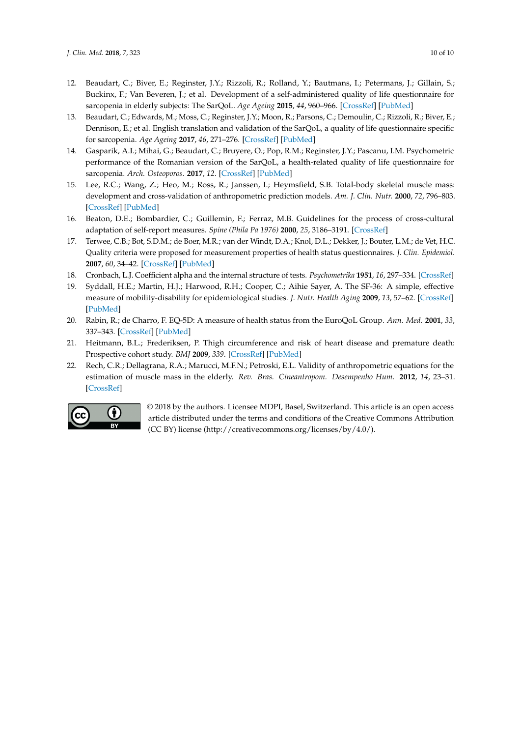12. Beaudart, C.; Biver, E.; Reginster, J.Y.; Rizzoli, R.; Rolland, Y.; Bautmans, I.; Petermans, J.; Gillain, S.; Buckinx, F.; Van Beveren, J.; et al. Development of a self-administered quality of life questionnaire for sarcopenia in elderly subjects: The SarQoL. *Age Ageing* **2015**, *44*, 960–966. [CrossRef] [PubMed]
13. Beaudart, C.; Edwards, M.; Moss, C.; Reginster, J.Y.; Moon, R.; Parsons, C.; Demoulin, C.; Rizzoli, R.; Biver, E.; Dennison, E.; et al. English translation and validation of the SarQoL, a quality of life questionnaire specific for sarcopenia. *Age Ageing* **2017**, *46*, 271–276. [CrossRef] [PubMed]
14. Gasparik, A.I.; Mihai, G.; Beaudart, C.; Bruyere, O.; Pop, R.M.; Reginster, J.Y.; Pascanu, I.M. Psychometric performance of the Romanian version of the SarQoL, a health-related quality of life questionnaire for sarcopenia. *Arch. Osteoporos.* **2017**, *12*. [CrossRef] [PubMed]
15. Lee, R.C.; Wang, Z.; Heo, M.; Ross, R.; Janssen, I.; Heymsfield, S.B. Total-body skeletal muscle mass: development and cross-validation of anthropometric prediction models. *Am. J. Clin. Nutr.* **2000**, *72*, 796–803. [CrossRef] [PubMed]
16. Beaton, D.E.; Bombardier, C.; Guillemin, F.; Ferraz, M.B. Guidelines for the process of cross-cultural adaptation of self-report measures. *Spine (Phila Pa 1976)* **2000**, *25*, 3186–3191. [CrossRef]
17. Terwee, C.B.; Bot, S.D.M.; de Boer, M.R.; van der Windt, D.A.; Knol, D.L.; Dekker, J.; Bouter, L.M.; de Vet, H.C. Quality criteria were proposed for measurement properties of health status questionnaires. *J. Clin. Epidemiol.* **2007**, *60*, 34–42. [CrossRef] [PubMed]
18. Cronbach, L.J. Coefficient alpha and the internal structure of tests. *Psychometrika* **1951**, *16*, 297–334. [CrossRef]
19. Syddall, H.E.; Martin, H.J.; Harwood, R.H.; Cooper, C.; Aihie Sayer, A. The SF-36: A simple, effective measure of mobility-disability for epidemiological studies. *J. Nutr. Health Aging* **2009**, *13*, 57–62. [CrossRef] [PubMed]
20. Rabin, R.; de Charro, F. EQ-5D: A measure of health status from the EuroQoL Group. *Ann. Med.* **2001**, *33*, 337–343. [CrossRef] [PubMed]
21. Heitmann, B.L.; Frederiksen, P. Thigh circumference and risk of heart disease and premature death: Prospective cohort study. *BMJ* **2009**, *339*. [CrossRef] [PubMed]
22. Rech, C.R.; Dellagrana, R.A.; Marucci, M.F.N.; Petroski, E.L. Validity of anthropometric equations for the estimation of muscle mass in the elderly. *Rev. Bras. Cineantropom. Desempenho Hum.* **2012**, *14*, 23–31. [CrossRef]

© 2018 by the authors. Licensee MDPI, Basel, Switzerland. This article is an open access article distributed under the terms and conditions of the Creative Commons Attribution (CC BY) license (http://creativecommons.org/licenses/by/4.0/).